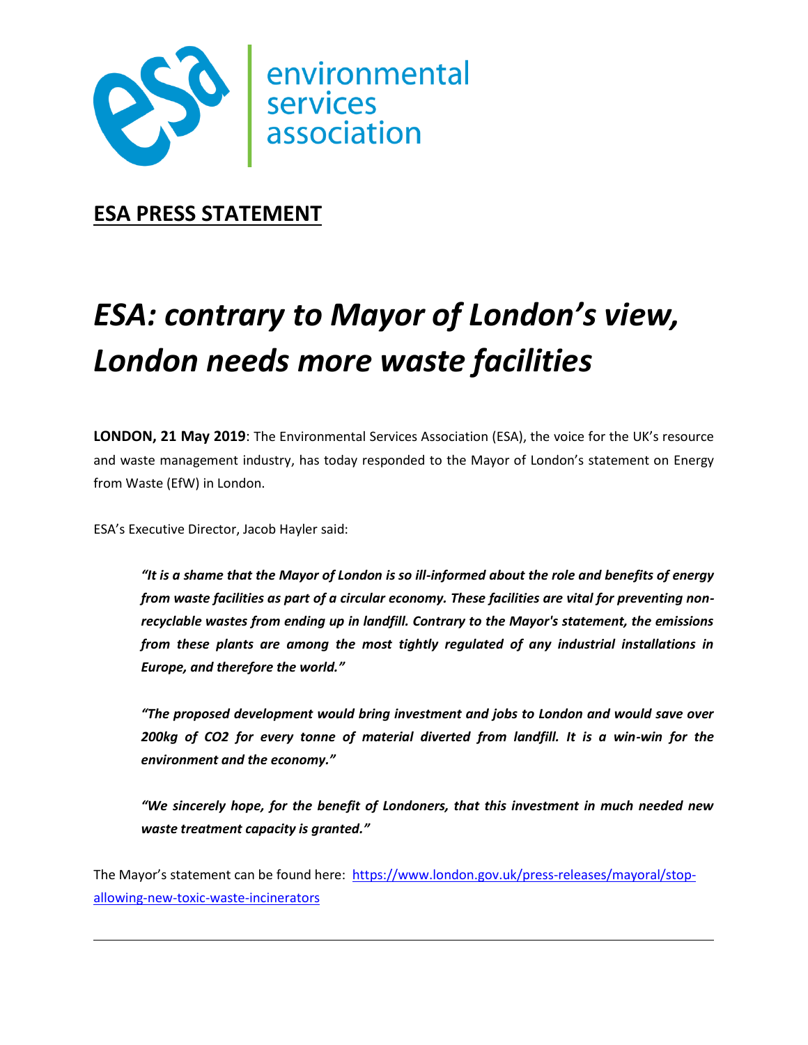environmental services association

**ESA PRESS STATEMENT**

# *ESA: contrary to Mayor of London's view, London needs more waste facilities*

**LONDON, 21 May 2019**: The Environmental Services Association (ESA), the voice for the UK's resource and waste management industry, has today responded to the Mayor of London's statement on Energy from Waste (EfW) in London.

ESA's Executive Director, Jacob Hayler said:

> ***"It is a shame that the Mayor of London is so ill-informed about the role and benefits of energy from waste facilities as part of a circular economy. These facilities are vital for preventing non-recyclable wastes from ending up in landfill. Contrary to the Mayor's statement, the emissions from these plants are among the most tightly regulated of any industrial installations in Europe, and therefore the world."***
>
> ***"The proposed development would bring investment and jobs to London and would save over 200kg of CO2 for every tonne of material diverted from landfill. It is a win-win for the environment and the economy."***
>
> ***"We sincerely hope, for the benefit of Londoners, that this investment in much needed new waste treatment capacity is granted."***

The Mayor's statement can be found here: [https://www.london.gov.uk/press-releases/mayoral/stop-allowing-new-toxic-waste-incinerators](https://www.london.gov.uk/press-releases/mayoral/stop-allowing-new-toxic-waste-incinerators)

---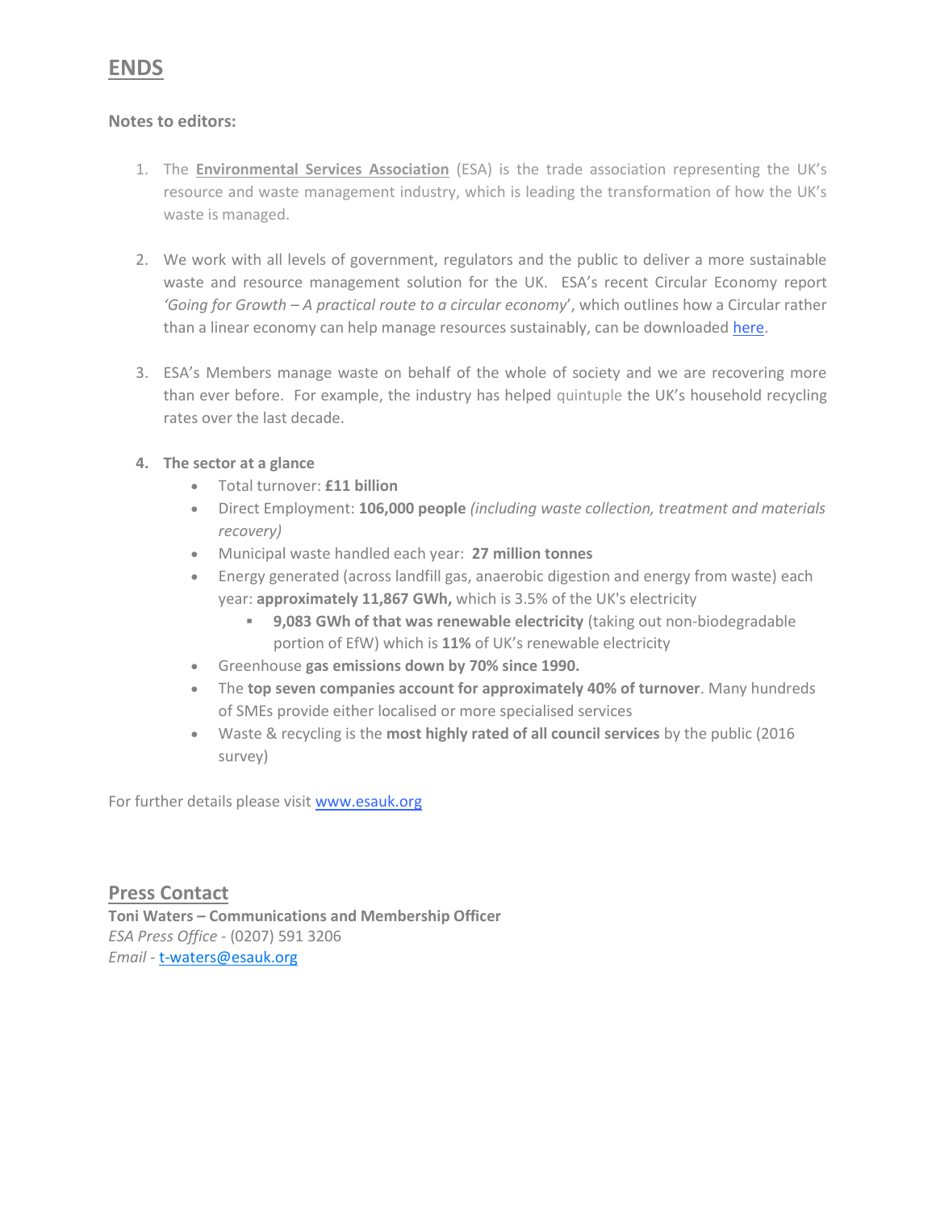## ENDS

**Notes to editors:**

1. The **Environmental Services Association** (ESA) is the trade association representing the UK's resource and waste management industry, which is leading the transformation of how the UK's waste is managed.

2. We work with all levels of government, regulators and the public to deliver a more sustainable waste and resource management solution for the UK. ESA's recent Circular Economy report *'Going for Growth – A practical route to a circular economy*', which outlines how a Circular rather than a linear economy can help manage resources sustainably, can be downloaded here.

3. ESA's Members manage waste on behalf of the whole of society and we are recovering more than ever before. For example, the industry has helped quintuple the UK's household recycling rates over the last decade.

4. **The sector at a glance**
   - Total turnover: **£11 billion**
   - Direct Employment: **106,000 people** *(including waste collection, treatment and materials recovery)*
   - Municipal waste handled each year: **27 million tonnes**
   - Energy generated (across landfill gas, anaerobic digestion and energy from waste) each year: **approximately 11,867 GWh,** which is 3.5% of the UK's electricity
     - **9,083 GWh of that was renewable electricity** (taking out non-biodegradable portion of EfW) which is **11%** of UK's renewable electricity
   - Greenhouse **gas emissions down by 70% since 1990.**
   - The **top seven companies account for approximately 40% of turnover**. Many hundreds of SMEs provide either localised or more specialised services
   - Waste & recycling is the **most highly rated of all council services** by the public (2016 survey)

For further details please visit www.esauk.org

## Press Contact

**Toni Waters – Communications and Membership Officer**
*ESA Press Office* - (0207) 591 3206
*Email* - t-waters@esauk.org